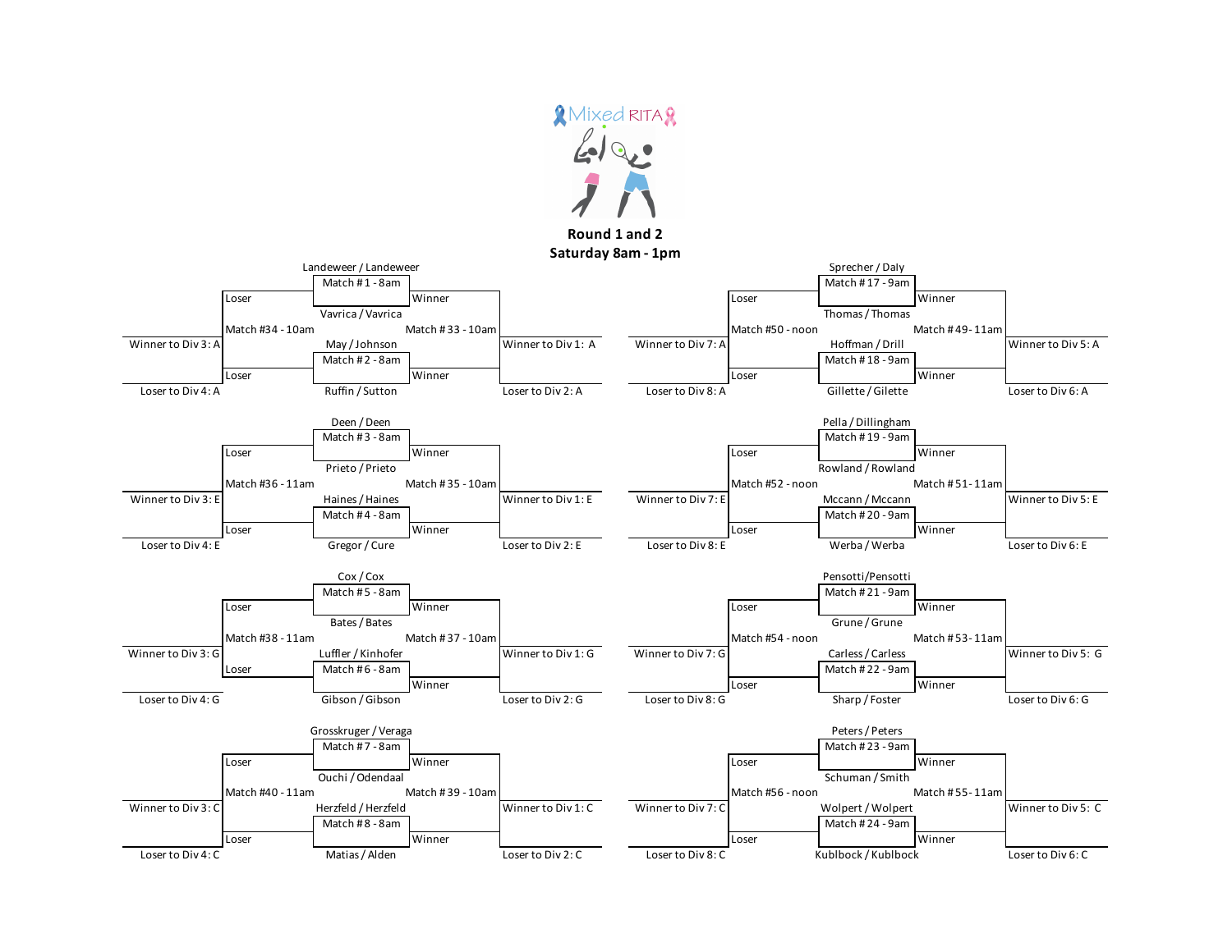Mixed RITA

**Round 1 and 2**
**Saturday 8am - 1pm**

| Team 1 | Team 2 | Round 1 Match | Winners' Match | Losers' Match | Winner of Winners' Match | Loser of Winners' Match | Winner of Losers' Match | Loser of Losers' Match |
|---|---|---|---|---|---|---|---|---|
| Landeweer / Landeweer | Vavrica / Vavrica | Match #1 - 8am | Match #33 - 10am | Match #34 - 10am | Winner to Div 1: A | Loser to Div 2: A | Winner to Div 3: A | Loser to Div 4: A |
| May / Johnson | Ruffin / Sutton | Match #2 - 8am | Match #33 - 10am | Match #34 - 10am | Winner to Div 1: A | Loser to Div 2: A | Winner to Div 3: A | Loser to Div 4: A |
| Deen / Deen | Prieto / Prieto | Match #3 - 8am | Match #35 - 10am | Match #36 - 11am | Winner to Div 1: E | Loser to Div 2: E | Winner to Div 3: E | Loser to Div 4: E |
| Haines / Haines | Gregor / Cure | Match #4 - 8am | Match #35 - 10am | Match #36 - 11am | Winner to Div 1: E | Loser to Div 2: E | Winner to Div 3: E | Loser to Div 4: E |
| Cox / Cox | Bates / Bates | Match #5 - 8am | Match #37 - 10am | Match #38 - 11am | Winner to Div 1: G | Loser to Div 2: G | Winner to Div 3: G | Loser to Div 4: G |
| Luffler / Kinhofer | Gibson / Gibson | Match #6 - 8am | Match #37 - 10am | Match #38 - 11am | Winner to Div 1: G | Loser to Div 2: G | Winner to Div 3: G | Loser to Div 4: G |
| Grosskruger / Veraga | Ouchi / Odendaal | Match #7 - 8am | Match #39 - 10am | Match #40 - 11am | Winner to Div 1: C | Loser to Div 2: C | Winner to Div 3: C | Loser to Div 4: C |
| Herzfeld / Herzfeld | Matias / Alden | Match #8 - 8am | Match #39 - 10am | Match #40 - 11am | Winner to Div 1: C | Loser to Div 2: C | Winner to Div 3: C | Loser to Div 4: C |
| Sprecher / Daly | Thomas / Thomas | Match #17 - 9am | Match #49 - 11am | Match #50 - noon | Winner to Div 5: A | Loser to Div 6: A | Winner to Div 7: A | Loser to Div 8: A |
| Hoffman / Drill | Gillette / Gilette | Match #18 - 9am | Match #49 - 11am | Match #50 - noon | Winner to Div 5: A | Loser to Div 6: A | Winner to Div 7: A | Loser to Div 8: A |
| Pella / Dillingham | Rowland / Rowland | Match #19 - 9am | Match #51 - 11am | Match #52 - noon | Winner to Div 5: E | Loser to Div 6: E | Winner to Div 7: E | Loser to Div 8: E |
| Mccann / Mccann | Werba / Werba | Match #20 - 9am | Match #51 - 11am | Match #52 - noon | Winner to Div 5: E | Loser to Div 6: E | Winner to Div 7: E | Loser to Div 8: E |
| Pensotti/Pensotti | Grune / Grune | Match #21 - 9am | Match #53 - 11am | Match #54 - noon | Winner to Div 5: G | Loser to Div 6: G | Winner to Div 7: G | Loser to Div 8: G |
| Carless / Carless | Sharp / Foster | Match #22 - 9am | Match #53 - 11am | Match #54 - noon | Winner to Div 5: G | Loser to Div 6: G | Winner to Div 7: G | Loser to Div 8: G |
| Peters / Peters | Schuman / Smith | Match #23 - 9am | Match #55 - 11am | Match #56 - noon | Winner to Div 5: C | Loser to Div 6: C | Winner to Div 7: C | Loser to Div 8: C |
| Wolpert / Wolpert | Kublbock / Kublbock | Match #24 - 9am | Match #55 - 11am | Match #56 - noon | Winner to Div 5: C | Loser to Div 6: C | Winner to Div 7: C | Loser to Div 8: C |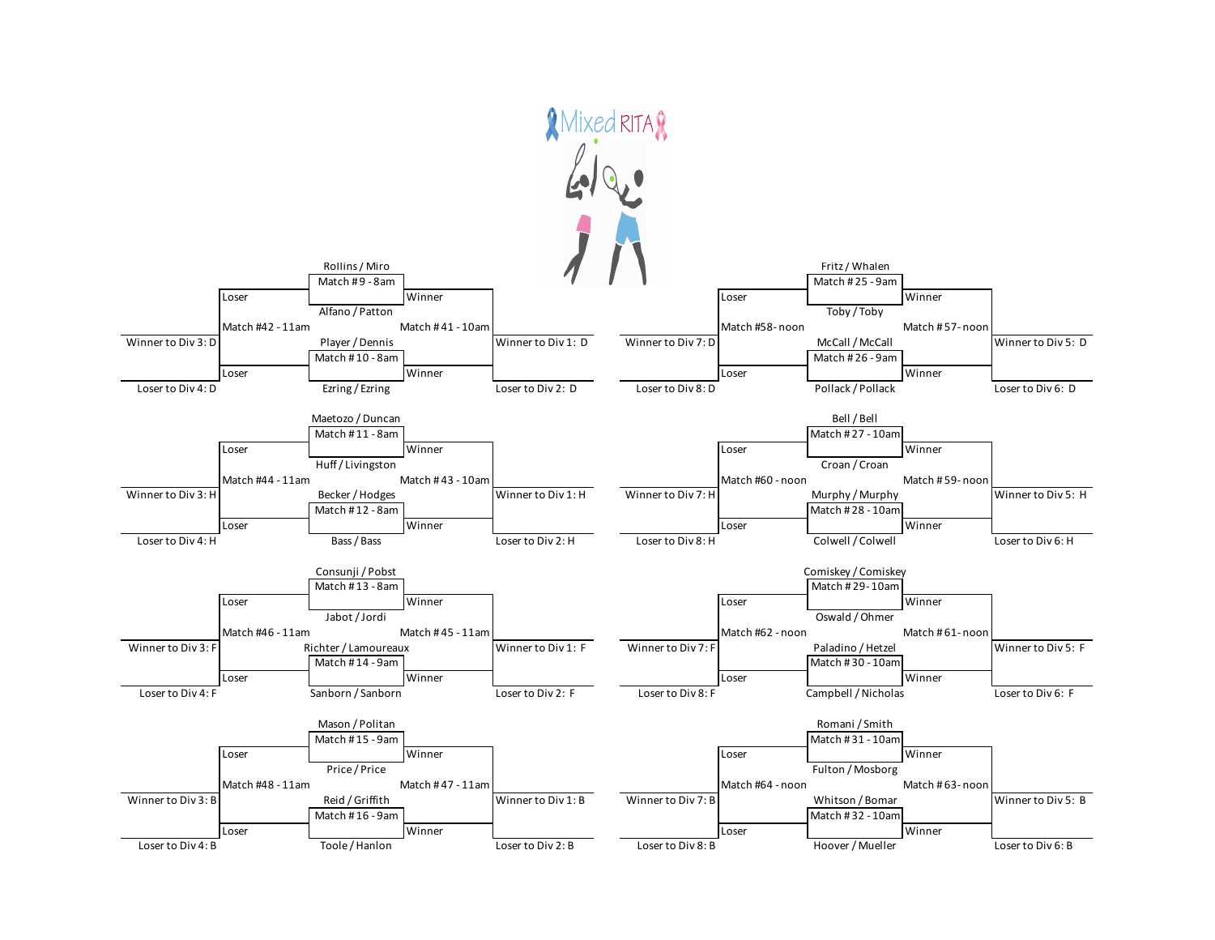# Mixed RITA

Rollins / Miro
Match #9 - 8am
Alfano / Patton
Player / Dennis
Match #10 - 8am
Ezring / Ezring
Loser
Winner
Match #42 - 11am
Match #41 - 10am
Loser
Winner
Winner to Div 3: D
Loser to Div 4: D
Winner to Div 1: D
Loser to Div 2: D

Maetozo / Duncan
Match #11 - 8am
Huff / Livingston
Becker / Hodges
Match #12 - 8am
Bass / Bass
Loser
Winner
Match #44 - 11am
Match #43 - 10am
Loser
Winner
Winner to Div 3: H
Loser to Div 4: H
Winner to Div 1: H
Loser to Div 2: H

Consunji / Pobst
Match #13 - 8am
Jabot / Jordi
Richter / Lamoureaux
Match #14 - 9am
Sanborn / Sanborn
Loser
Winner
Match #46 - 11am
Match #45 - 11am
Loser
Winner
Winner to Div 3: F
Loser to Div 4: F
Winner to Div 1: F
Loser to Div 2: F

Mason / Politan
Match #15 - 9am
Price / Price
Reid / Griffith
Match #16 - 9am
Toole / Hanlon
Loser
Winner
Match #48 - 11am
Match #47 - 11am
Loser
Winner
Winner to Div 3: B
Loser to Div 4: B
Winner to Div 1: B
Loser to Div 2: B

Fritz / Whalen
Match #25 - 9am
Toby / Toby
McCall / McCall
Match #26 - 9am
Pollack / Pollack
Loser
Winner
Match #58- noon
Match #57- noon
Loser
Winner
Winner to Div 7: D
Loser to Div 8: D
Winner to Div 5: D
Loser to Div 6: D

Bell / Bell
Match #27 - 10am
Croan / Croan
Murphy / Murphy
Match #28 - 10am
Colwell / Colwell
Loser
Winner
Match #60 - noon
Match #59- noon
Loser
Winner
Winner to Div 7: H
Loser to Div 8: H
Winner to Div 5: H
Loser to Div 6: H

Comiskey / Comiskey
Match #29- 10am
Oswald / Ohmer
Paladino / Hetzel
Match #30 - 10am
Campbell / Nicholas
Loser
Winner
Match #62 - noon
Match #61- noon
Loser
Winner
Winner to Div 7: F
Loser to Div 8: F
Winner to Div 5: F
Loser to Div 6: F

Romani / Smith
Match #31 - 10am
Fulton / Mosborg
Whitson / Bomar
Match #32 - 10am
Hoover / Mueller
Loser
Winner
Match #64 - noon
Match #63- noon
Loser
Winner
Winner to Div 7: B
Loser to Div 8: B
Winner to Div 5: B
Loser to Div 6: B